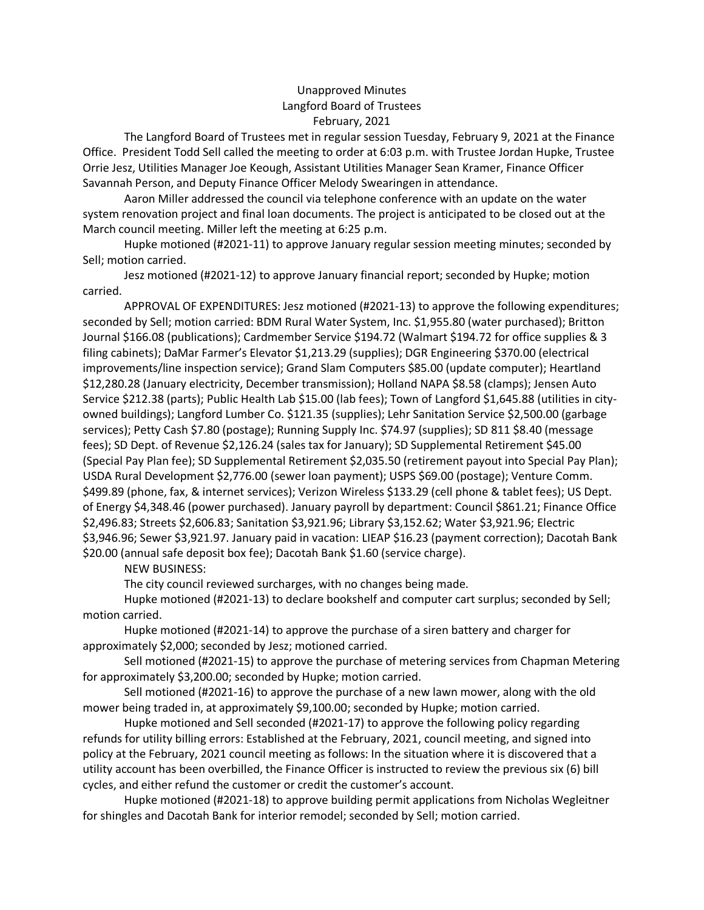# Unapproved Minutes
## Langford Board of Trustees
### February, 2021

The Langford Board of Trustees met in regular session Tuesday, February 9, 2021 at the Finance Office. President Todd Sell called the meeting to order at 6:03 p.m. with Trustee Jordan Hupke, Trustee Orrie Jesz, Utilities Manager Joe Keough, Assistant Utilities Manager Sean Kramer, Finance Officer Savannah Person, and Deputy Finance Officer Melody Swearingen in attendance.

Aaron Miller addressed the council via telephone conference with an update on the water system renovation project and final loan documents. The project is anticipated to be closed out at the March council meeting. Miller left the meeting at 6:25 p.m.

Hupke motioned (#2021-11) to approve January regular session meeting minutes; seconded by Sell; motion carried.

Jesz motioned (#2021-12) to approve January financial report; seconded by Hupke; motion carried.

APPROVAL OF EXPENDITURES: Jesz motioned (#2021-13) to approve the following expenditures; seconded by Sell; motion carried: BDM Rural Water System, Inc. $1,955.80 (water purchased); Britton Journal $166.08 (publications); Cardmember Service $194.72 (Walmart $194.72 for office supplies & 3 filing cabinets); DaMar Farmer's Elevator $1,213.29 (supplies); DGR Engineering $370.00 (electrical improvements/line inspection service); Grand Slam Computers $85.00 (update computer); Heartland $12,280.28 (January electricity, December transmission); Holland NAPA $8.58 (clamps); Jensen Auto Service $212.38 (parts); Public Health Lab $15.00 (lab fees); Town of Langford $1,645.88 (utilities in city-owned buildings); Langford Lumber Co. $121.35 (supplies); Lehr Sanitation Service $2,500.00 (garbage services); Petty Cash $7.80 (postage); Running Supply Inc. $74.97 (supplies); SD 811 $8.40 (message fees); SD Dept. of Revenue $2,126.24 (sales tax for January); SD Supplemental Retirement $45.00 (Special Pay Plan fee); SD Supplemental Retirement $2,035.50 (retirement payout into Special Pay Plan); USDA Rural Development $2,776.00 (sewer loan payment); USPS $69.00 (postage); Venture Comm. $499.89 (phone, fax, & internet services); Verizon Wireless $133.29 (cell phone & tablet fees); US Dept. of Energy $4,348.46 (power purchased). January payroll by department: Council $861.21; Finance Office $2,496.83; Streets $2,606.83; Sanitation $3,921.96; Library $3,152.62; Water $3,921.96; Electric $3,946.96; Sewer $3,921.97. January paid in vacation: LIEAP $16.23 (payment correction); Dacotah Bank $20.00 (annual safe deposit box fee); Dacotah Bank $1.60 (service charge).

NEW BUSINESS:

The city council reviewed surcharges, with no changes being made.

Hupke motioned (#2021-13) to declare bookshelf and computer cart surplus; seconded by Sell; motion carried.

Hupke motioned (#2021-14) to approve the purchase of a siren battery and charger for approximately $2,000; seconded by Jesz; motioned carried.

Sell motioned (#2021-15) to approve the purchase of metering services from Chapman Metering for approximately $3,200.00; seconded by Hupke; motion carried.

Sell motioned (#2021-16) to approve the purchase of a new lawn mower, along with the old mower being traded in, at approximately $9,100.00; seconded by Hupke; motion carried.

Hupke motioned and Sell seconded (#2021-17) to approve the following policy regarding refunds for utility billing errors: Established at the February, 2021, council meeting, and signed into policy at the February, 2021 council meeting as follows: In the situation where it is discovered that a utility account has been overbilled, the Finance Officer is instructed to review the previous six (6) bill cycles, and either refund the customer or credit the customer's account.

Hupke motioned (#2021-18) to approve building permit applications from Nicholas Wegleitner for shingles and Dacotah Bank for interior remodel; seconded by Sell; motion carried.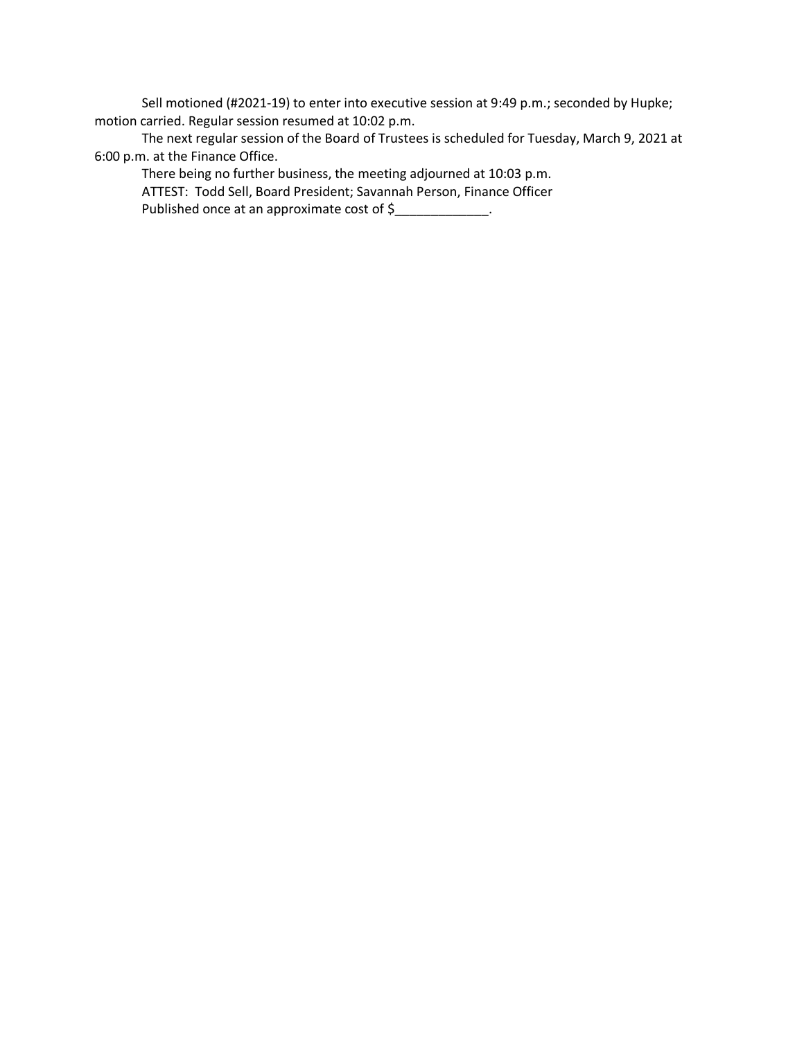Sell motioned (#2021-19) to enter into executive session at 9:49 p.m.; seconded by Hupke; motion carried. Regular session resumed at 10:02 p.m.

The next regular session of the Board of Trustees is scheduled for Tuesday, March 9, 2021 at 6:00 p.m. at the Finance Office.

There being no further business, the meeting adjourned at 10:03 p.m.

ATTEST: Todd Sell, Board President; Savannah Person, Finance Officer

Published once at an approximate cost of $_____________.